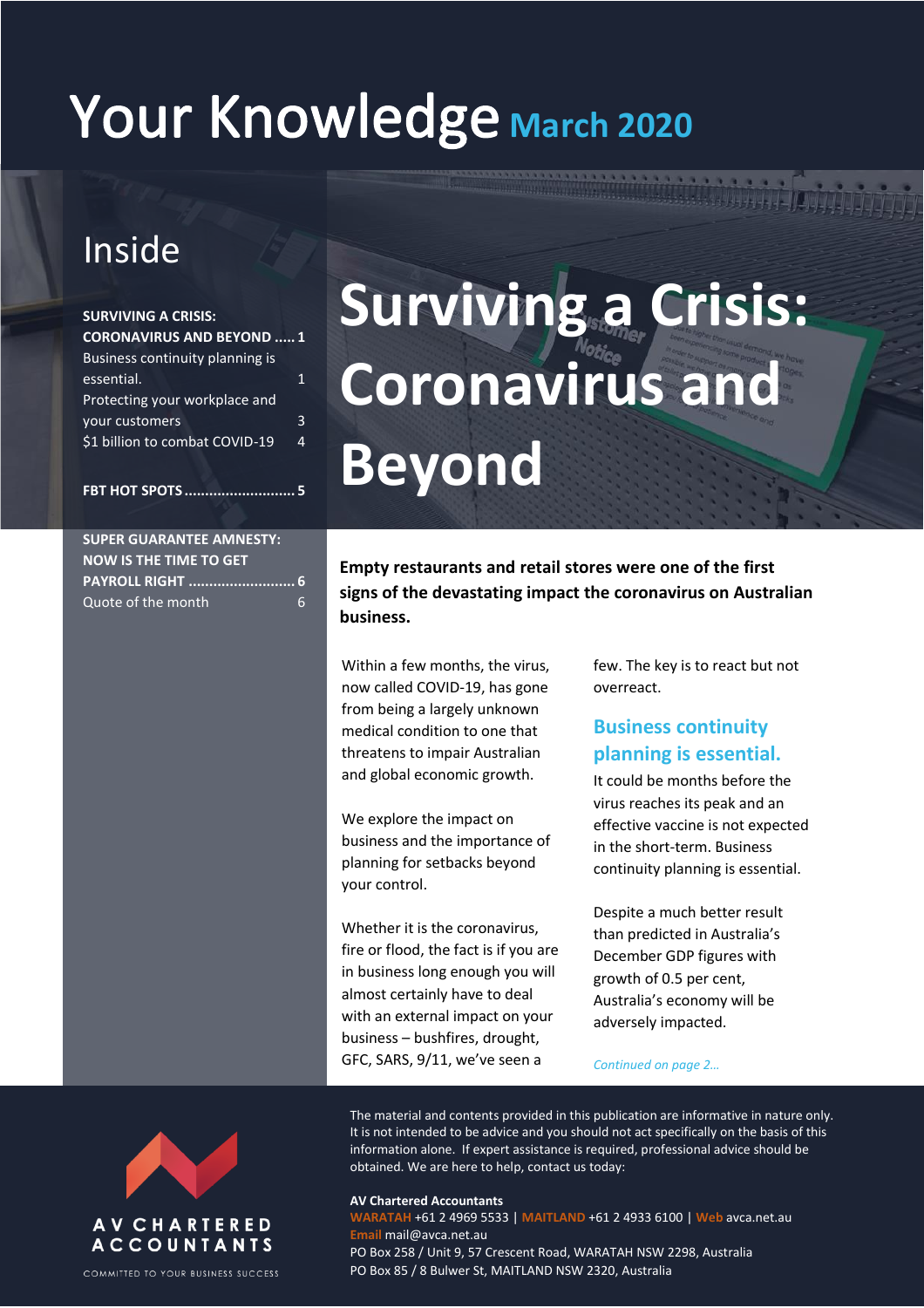# Your Knowledge March 2020

## Inside

**SURVIVING A CRISIS: CORONAVIRUS AND BEYOND ..... 1**
Business continuity planning is essential. 1
Protecting your workplace and your customers 3
$1 billion to combat COVID-19 4

**FBT HOT SPOTS ........................... 5**

**SUPER GUARANTEE AMNESTY: NOW IS THE TIME TO GET PAYROLL RIGHT .......................... 6**
Quote of the month 6

# Surviving a Crisis: Coronavirus and Beyond

**Empty restaurants and retail stores were one of the first signs of the devastating impact the coronavirus on Australian business.**

Within a few months, the virus, now called COVID-19, has gone from being a largely unknown medical condition to one that threatens to impair Australian and global economic growth.

We explore the impact on business and the importance of planning for setbacks beyond your control.

Whether it is the coronavirus, fire or flood, the fact is if you are in business long enough you will almost certainly have to deal with an external impact on your business – bushfires, drought, GFC, SARS, 9/11, we've seen a few. The key is to react but not overreact.

## Business continuity planning is essential.

It could be months before the virus reaches its peak and an effective vaccine is not expected in the short-term. Business continuity planning is essential.

Despite a much better result than predicted in Australia's December GDP figures with growth of 0.5 per cent, Australia's economy will be adversely impacted.

*Continued on page 2…*

The material and contents provided in this publication are informative in nature only. It is not intended to be advice and you should not act specifically on the basis of this information alone. If expert assistance is required, professional advice should be obtained. We are here to help, contact us today:

**AV Chartered Accountants**
WARATAH +61 2 4969 5533 | MAITLAND +61 2 4933 6100 | Web avca.net.au
Email mail@avca.net.au
PO Box 258 / Unit 9, 57 Crescent Road, WARATAH NSW 2298, Australia
PO Box 85 / 8 Bulwer St, MAITLAND NSW 2320, Australia

AV CHARTERED ACCOUNTANTS
COMMITTED TO YOUR BUSINESS SUCCESS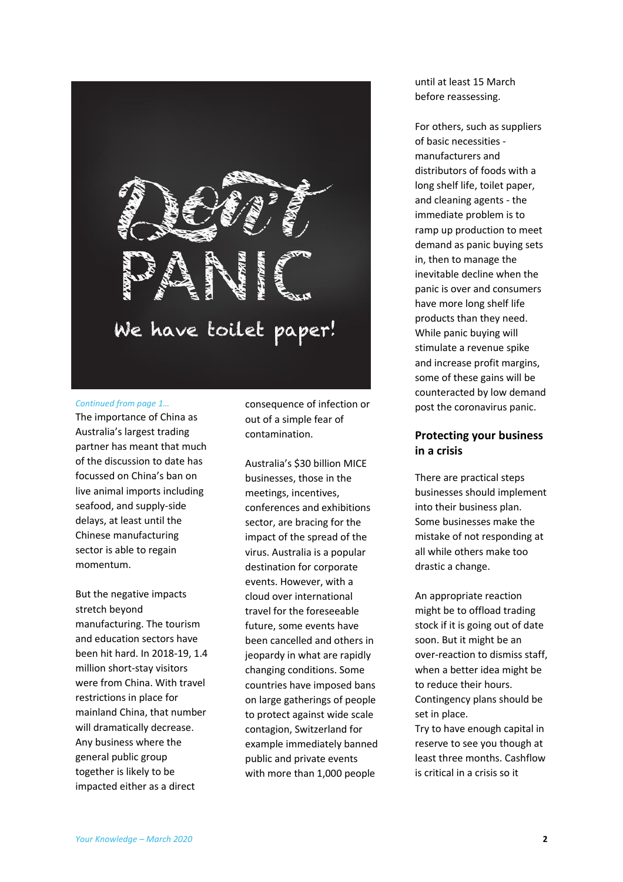Don't PANIC

We have toilet paper!

*Continued from page 1…*

The importance of China as Australia's largest trading partner has meant that much of the discussion to date has focussed on China's ban on live animal imports including seafood, and supply-side delays, at least until the Chinese manufacturing sector is able to regain momentum.

But the negative impacts stretch beyond manufacturing. The tourism and education sectors have been hit hard. In 2018-19, 1.4 million short-stay visitors were from China. With travel restrictions in place for mainland China, that number will dramatically decrease. Any business where the general public group together is likely to be impacted either as a direct consequence of infection or out of a simple fear of contamination.

Australia's $30 billion MICE businesses, those in the meetings, incentives, conferences and exhibitions sector, are bracing for the impact of the spread of the virus. Australia is a popular destination for corporate events. However, with a cloud over international travel for the foreseeable future, some events have been cancelled and others in jeopardy in what are rapidly changing conditions. Some countries have imposed bans on large gatherings of people to protect against wide scale contagion, Switzerland for example immediately banned public and private events with more than 1,000 people until at least 15 March before reassessing.

For others, such as suppliers of basic necessities - manufacturers and distributors of foods with a long shelf life, toilet paper, and cleaning agents - the immediate problem is to ramp up production to meet demand as panic buying sets in, then to manage the inevitable decline when the panic is over and consumers have more long shelf life products than they need. While panic buying will stimulate a revenue spike and increase profit margins, some of these gains will be counteracted by low demand post the coronavirus panic.

## Protecting your business in a crisis

There are practical steps businesses should implement into their business plan. Some businesses make the mistake of not responding at all while others make too drastic a change.

An appropriate reaction might be to offload trading stock if it is going out of date soon. But it might be an over-reaction to dismiss staff, when a better idea might be to reduce their hours. Contingency plans should be set in place.
Try to have enough capital in reserve to see you though at least three months. Cashflow is critical in a crisis so it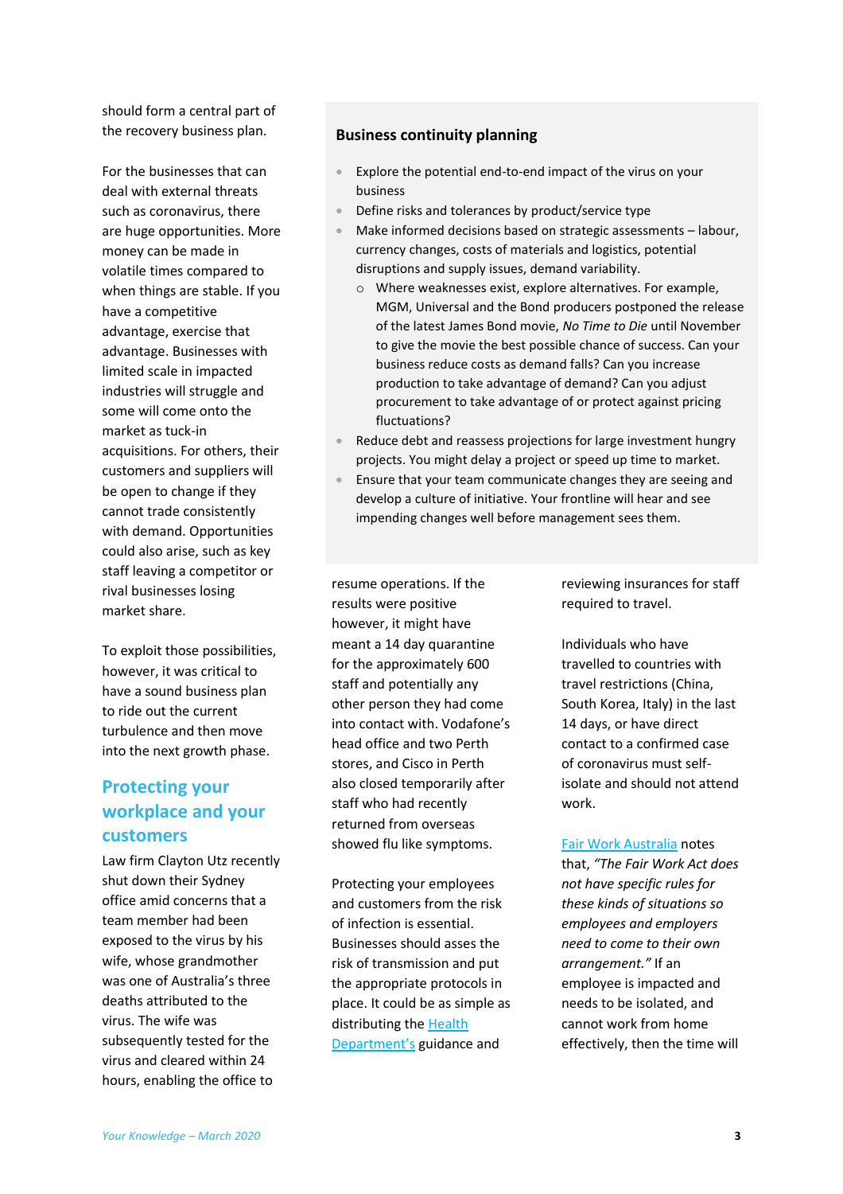should form a central part of the recovery business plan.

For the businesses that can deal with external threats such as coronavirus, there are huge opportunities. More money can be made in volatile times compared to when things are stable. If you have a competitive advantage, exercise that advantage. Businesses with limited scale in impacted industries will struggle and some will come onto the market as tuck-in acquisitions. For others, their customers and suppliers will be open to change if they cannot trade consistently with demand. Opportunities could also arise, such as key staff leaving a competitor or rival businesses losing market share.

To exploit those possibilities, however, it was critical to have a sound business plan to ride out the current turbulence and then move into the next growth phase.

### Business continuity planning

- Explore the potential end-to-end impact of the virus on your business
- Define risks and tolerances by product/service type
- Make informed decisions based on strategic assessments – labour, currency changes, costs of materials and logistics, potential disruptions and supply issues, demand variability.
  - Where weaknesses exist, explore alternatives. For example, MGM, Universal and the Bond producers postponed the release of the latest James Bond movie, *No Time to Die* until November to give the movie the best possible chance of success. Can your business reduce costs as demand falls? Can you increase production to take advantage of demand? Can you adjust procurement to take advantage of or protect against pricing fluctuations?
- Reduce debt and reassess projections for large investment hungry projects. You might delay a project or speed up time to market.
- Ensure that your team communicate changes they are seeing and develop a culture of initiative. Your frontline will hear and see impending changes well before management sees them.

## Protecting your workplace and your customers

Law firm Clayton Utz recently shut down their Sydney office amid concerns that a team member had been exposed to the virus by his wife, whose grandmother was one of Australia's three deaths attributed to the virus. The wife was subsequently tested for the virus and cleared within 24 hours, enabling the office to resume operations. If the results were positive however, it might have meant a 14 day quarantine for the approximately 600 staff and potentially any other person they had come into contact with. Vodafone's head office and two Perth stores, and Cisco in Perth also closed temporarily after staff who had recently returned from overseas showed flu like symptoms.

Protecting your employees and customers from the risk of infection is essential. Businesses should asses the risk of transmission and put the appropriate protocols in place. It could be as simple as distributing the Health Department's guidance and reviewing insurances for staff required to travel.

Individuals who have travelled to countries with travel restrictions (China, South Korea, Italy) in the last 14 days, or have direct contact to a confirmed case of coronavirus must self-isolate and should not attend work.

Fair Work Australia notes that, *"The Fair Work Act does not have specific rules for these kinds of situations so employees and employers need to come to their own arrangement."* If an employee is impacted and needs to be isolated, and cannot work from home effectively, then the time will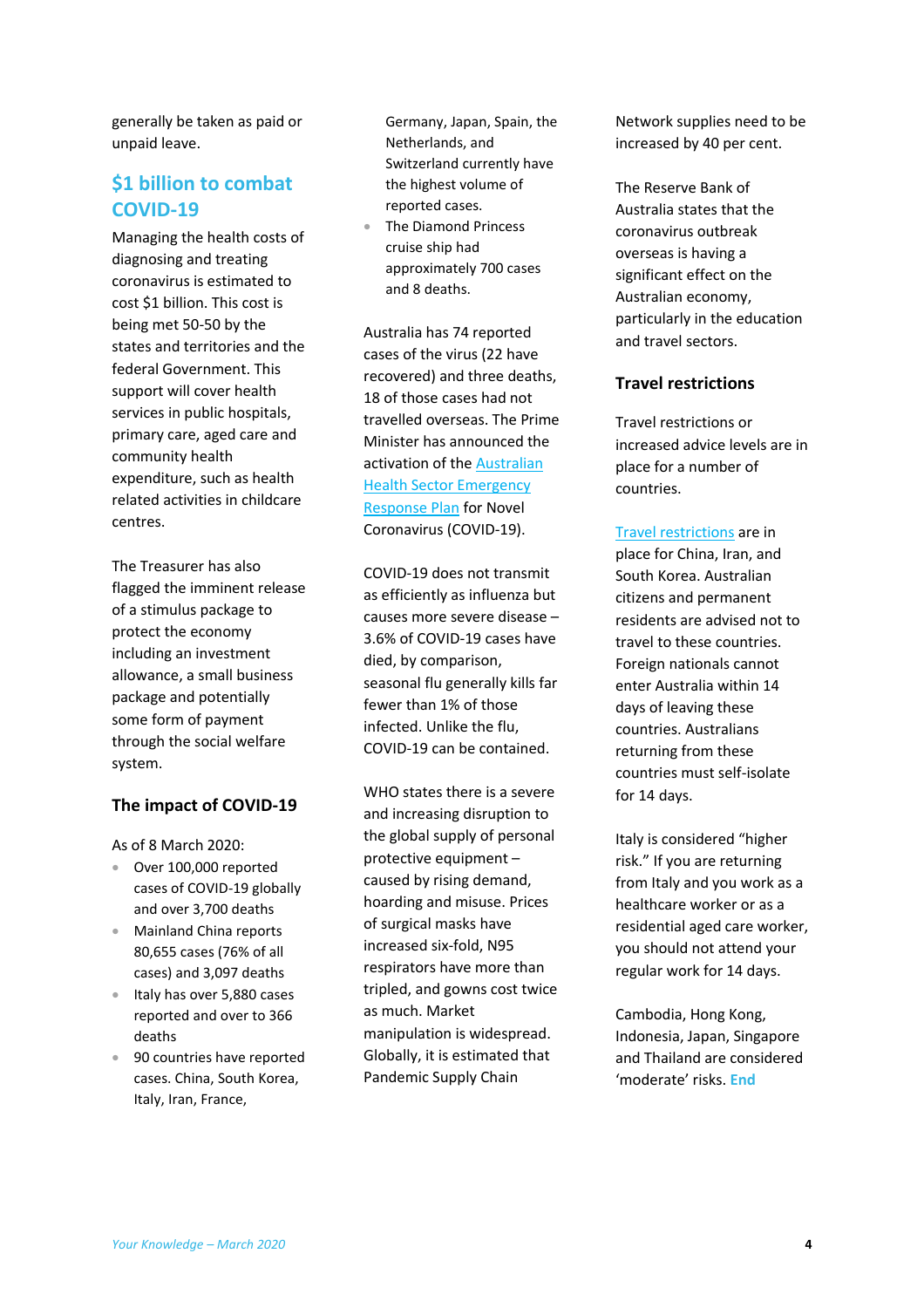generally be taken as paid or unpaid leave.

## $1 billion to combat COVID-19

Managing the health costs of diagnosing and treating coronavirus is estimated to cost $1 billion. This cost is being met 50-50 by the states and territories and the federal Government. This support will cover health services in public hospitals, primary care, aged care and community health expenditure, such as health related activities in childcare centres.

The Treasurer has also flagged the imminent release of a stimulus package to protect the economy including an investment allowance, a small business package and potentially some form of payment through the social welfare system.

### The impact of COVID-19

As of 8 March 2020:

- Over 100,000 reported cases of COVID-19 globally and over 3,700 deaths
- Mainland China reports 80,655 cases (76% of all cases) and 3,097 deaths
- Italy has over 5,880 cases reported and over to 366 deaths
- 90 countries have reported cases. China, South Korea, Italy, Iran, France, Germany, Japan, Spain, the Netherlands, and Switzerland currently have the highest volume of reported cases.
- The Diamond Princess cruise ship had approximately 700 cases and 8 deaths.

Australia has 74 reported cases of the virus (22 have recovered) and three deaths, 18 of those cases had not travelled overseas. The Prime Minister has announced the activation of the Australian Health Sector Emergency Response Plan for Novel Coronavirus (COVID-19).

COVID-19 does not transmit as efficiently as influenza but causes more severe disease – 3.6% of COVID-19 cases have died, by comparison, seasonal flu generally kills far fewer than 1% of those infected. Unlike the flu, COVID-19 can be contained.

WHO states there is a severe and increasing disruption to the global supply of personal protective equipment – caused by rising demand, hoarding and misuse. Prices of surgical masks have increased six-fold, N95 respirators have more than tripled, and gowns cost twice as much. Market manipulation is widespread. Globally, it is estimated that Pandemic Supply Chain Network supplies need to be increased by 40 per cent.

The Reserve Bank of Australia states that the coronavirus outbreak overseas is having a significant effect on the Australian economy, particularly in the education and travel sectors.

### Travel restrictions

Travel restrictions or increased advice levels are in place for a number of countries.

Travel restrictions are in place for China, Iran, and South Korea. Australian citizens and permanent residents are advised not to travel to these countries. Foreign nationals cannot enter Australia within 14 days of leaving these countries. Australians returning from these countries must self-isolate for 14 days.

Italy is considered "higher risk." If you are returning from Italy and you work as a healthcare worker or as a residential aged care worker, you should not attend your regular work for 14 days.

Cambodia, Hong Kong, Indonesia, Japan, Singapore and Thailand are considered 'moderate' risks. **End**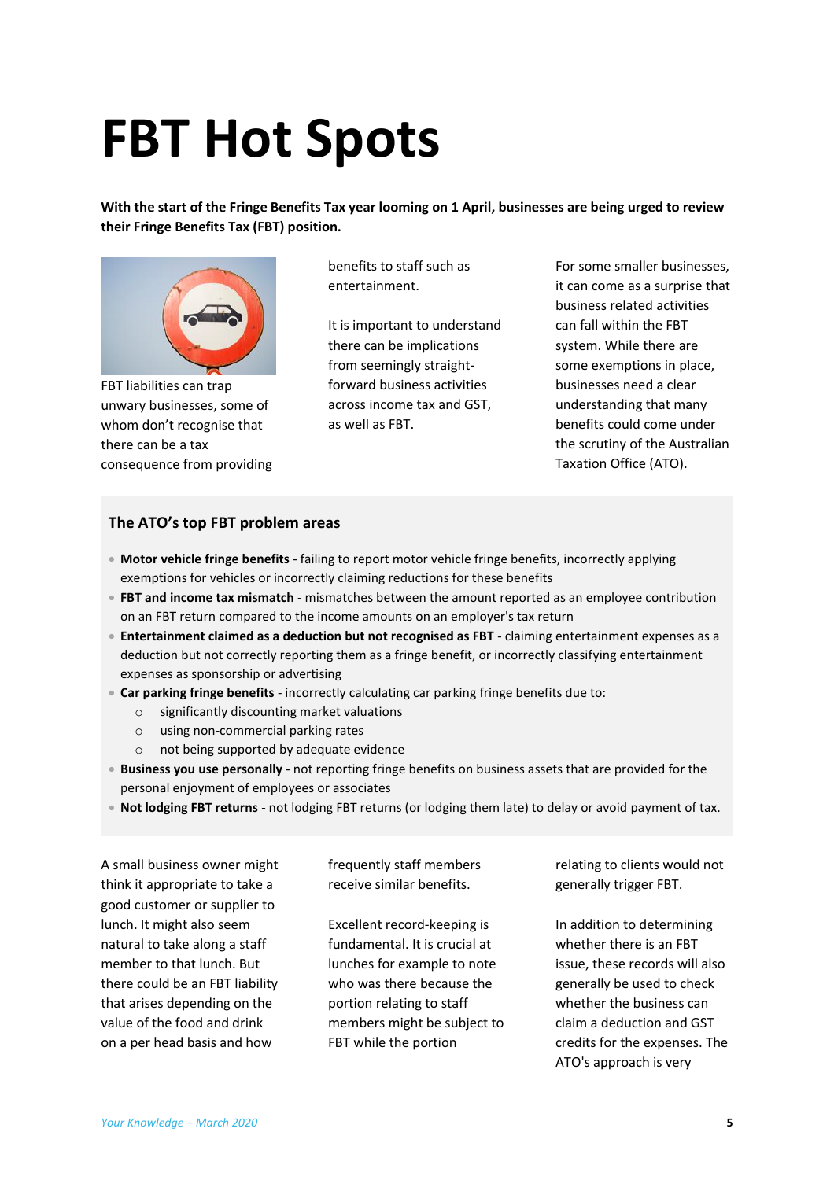# FBT Hot Spots

**With the start of the Fringe Benefits Tax year looming on 1 April, businesses are being urged to review their Fringe Benefits Tax (FBT) position.**

FBT liabilities can trap unwary businesses, some of whom don't recognise that there can be a tax consequence from providing benefits to staff such as entertainment.

It is important to understand there can be implications from seemingly straight-forward business activities across income tax and GST, as well as FBT.

For some smaller businesses, it can come as a surprise that business related activities can fall within the FBT system. While there are some exemptions in place, businesses need a clear understanding that many benefits could come under the scrutiny of the Australian Taxation Office (ATO).

### The ATO's top FBT problem areas

- **Motor vehicle fringe benefits** - failing to report motor vehicle fringe benefits, incorrectly applying exemptions for vehicles or incorrectly claiming reductions for these benefits
- **FBT and income tax mismatch** - mismatches between the amount reported as an employee contribution on an FBT return compared to the income amounts on an employer's tax return
- **Entertainment claimed as a deduction but not recognised as FBT** - claiming entertainment expenses as a deduction but not correctly reporting them as a fringe benefit, or incorrectly classifying entertainment expenses as sponsorship or advertising
- **Car parking fringe benefits** - incorrectly calculating car parking fringe benefits due to:
  - significantly discounting market valuations
  - using non-commercial parking rates
  - not being supported by adequate evidence
- **Business you use personally** - not reporting fringe benefits on business assets that are provided for the personal enjoyment of employees or associates
- **Not lodging FBT returns** - not lodging FBT returns (or lodging them late) to delay or avoid payment of tax.

A small business owner might think it appropriate to take a good customer or supplier to lunch. It might also seem natural to take along a staff member to that lunch. But there could be an FBT liability that arises depending on the value of the food and drink on a per head basis and how frequently staff members receive similar benefits.

Excellent record-keeping is fundamental. It is crucial at lunches for example to note who was there because the portion relating to staff members might be subject to FBT while the portion relating to clients would not generally trigger FBT.

In addition to determining whether there is an FBT issue, these records will also generally be used to check whether the business can claim a deduction and GST credits for the expenses. The ATO's approach is very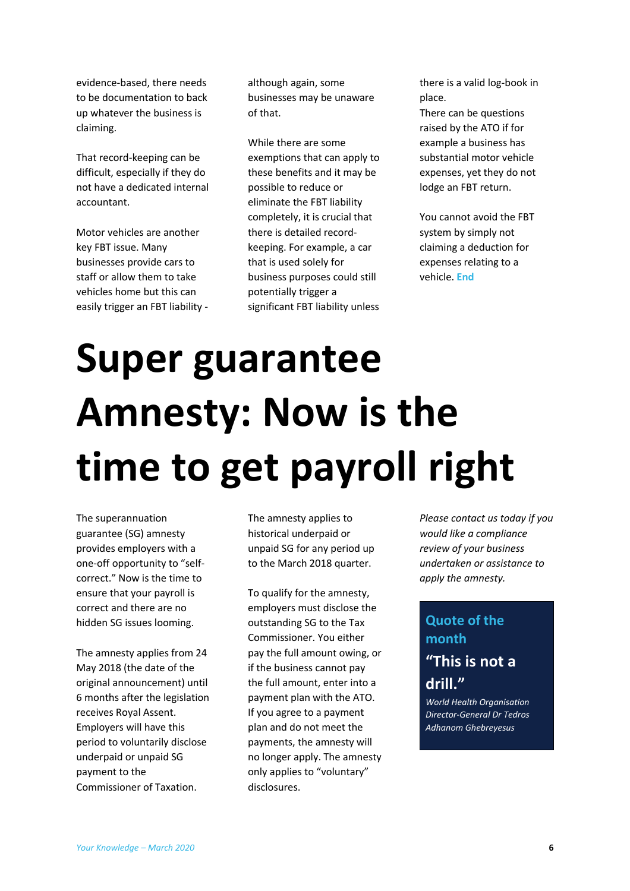evidence-based, there needs to be documentation to back up whatever the business is claiming.

That record-keeping can be difficult, especially if they do not have a dedicated internal accountant.

Motor vehicles are another key FBT issue. Many businesses provide cars to staff or allow them to take vehicles home but this can easily trigger an FBT liability - although again, some businesses may be unaware of that.

While there are some exemptions that can apply to these benefits and it may be possible to reduce or eliminate the FBT liability completely, it is crucial that there is detailed record-keeping. For example, a car that is used solely for business purposes could still potentially trigger a significant FBT liability unless there is a valid log-book in place.
There can be questions raised by the ATO if for example a business has substantial motor vehicle expenses, yet they do not lodge an FBT return.

You cannot avoid the FBT system by simply not claiming a deduction for expenses relating to a vehicle. **End**

# Super guarantee Amnesty: Now is the time to get payroll right

The superannuation guarantee (SG) amnesty provides employers with a one-off opportunity to "self-correct." Now is the time to ensure that your payroll is correct and there are no hidden SG issues looming.

The amnesty applies from 24 May 2018 (the date of the original announcement) until 6 months after the legislation receives Royal Assent. Employers will have this period to voluntarily disclose underpaid or unpaid SG payment to the Commissioner of Taxation.

The amnesty applies to historical underpaid or unpaid SG for any period up to the March 2018 quarter.

To qualify for the amnesty, employers must disclose the outstanding SG to the Tax Commissioner. You either pay the full amount owing, or if the business cannot pay the full amount, enter into a payment plan with the ATO. If you agree to a payment plan and do not meet the payments, the amnesty will no longer apply. The amnesty only applies to "voluntary" disclosures.

*Please contact us today if you would like a compliance review of your business undertaken or assistance to apply the amnesty.*

## Quote of the month

## "This is not a drill."

*World Health Organisation Director-General Dr Tedros Adhanom Ghebreyesus*